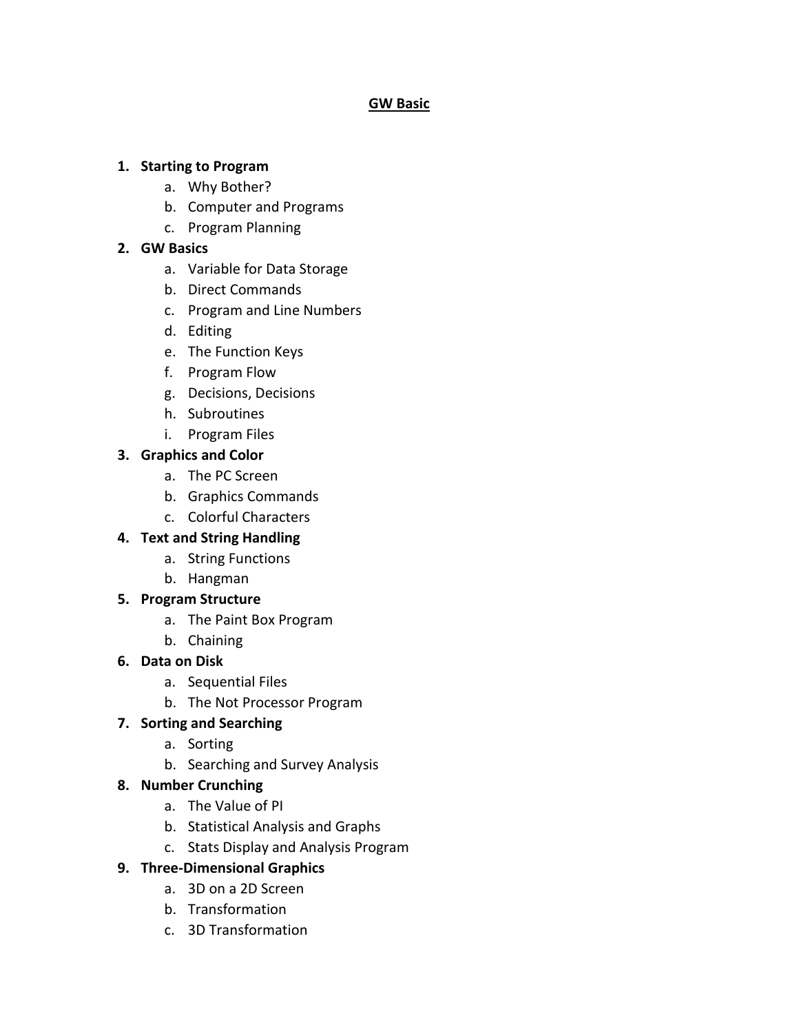# GW Basic

1. **Starting to Program**
    a. Why Bother?
    b. Computer and Programs
    c. Program Planning
2. **GW Basics**
    a. Variable for Data Storage
    b. Direct Commands
    c. Program and Line Numbers
    d. Editing
    e. The Function Keys
    f. Program Flow
    g. Decisions, Decisions
    h. Subroutines
    i. Program Files
3. **Graphics and Color**
    a. The PC Screen
    b. Graphics Commands
    c. Colorful Characters
4. **Text and String Handling**
    a. String Functions
    b. Hangman
5. **Program Structure**
    a. The Paint Box Program
    b. Chaining
6. **Data on Disk**
    a. Sequential Files
    b. The Not Processor Program
7. **Sorting and Searching**
    a. Sorting
    b. Searching and Survey Analysis
8. **Number Crunching**
    a. The Value of PI
    b. Statistical Analysis and Graphs
    c. Stats Display and Analysis Program
9. **Three-Dimensional Graphics**
    a. 3D on a 2D Screen
    b. Transformation
    c. 3D Transformation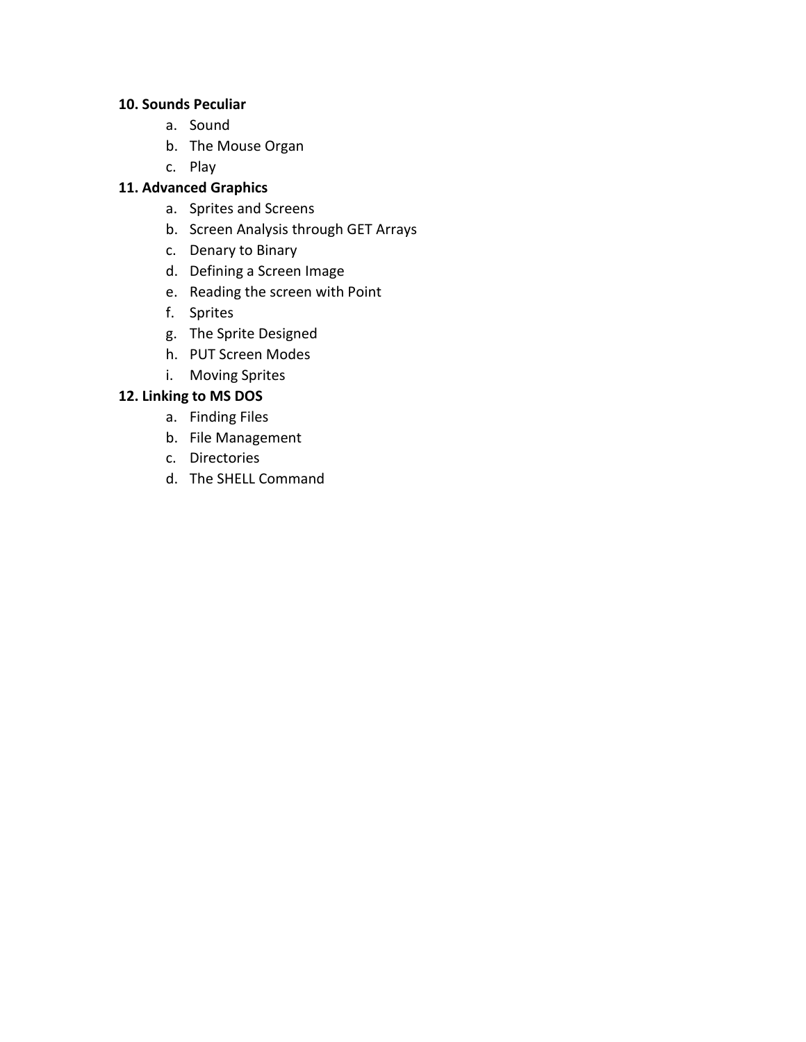**10. Sounds Peculiar**

a. Sound
b. The Mouse Organ
c. Play

**11. Advanced Graphics**

a. Sprites and Screens
b. Screen Analysis through GET Arrays
c. Denary to Binary
d. Defining a Screen Image
e. Reading the screen with Point
f. Sprites
g. The Sprite Designed
h. PUT Screen Modes
i. Moving Sprites

**12. Linking to MS DOS**

a. Finding Files
b. File Management
c. Directories
d. The SHELL Command